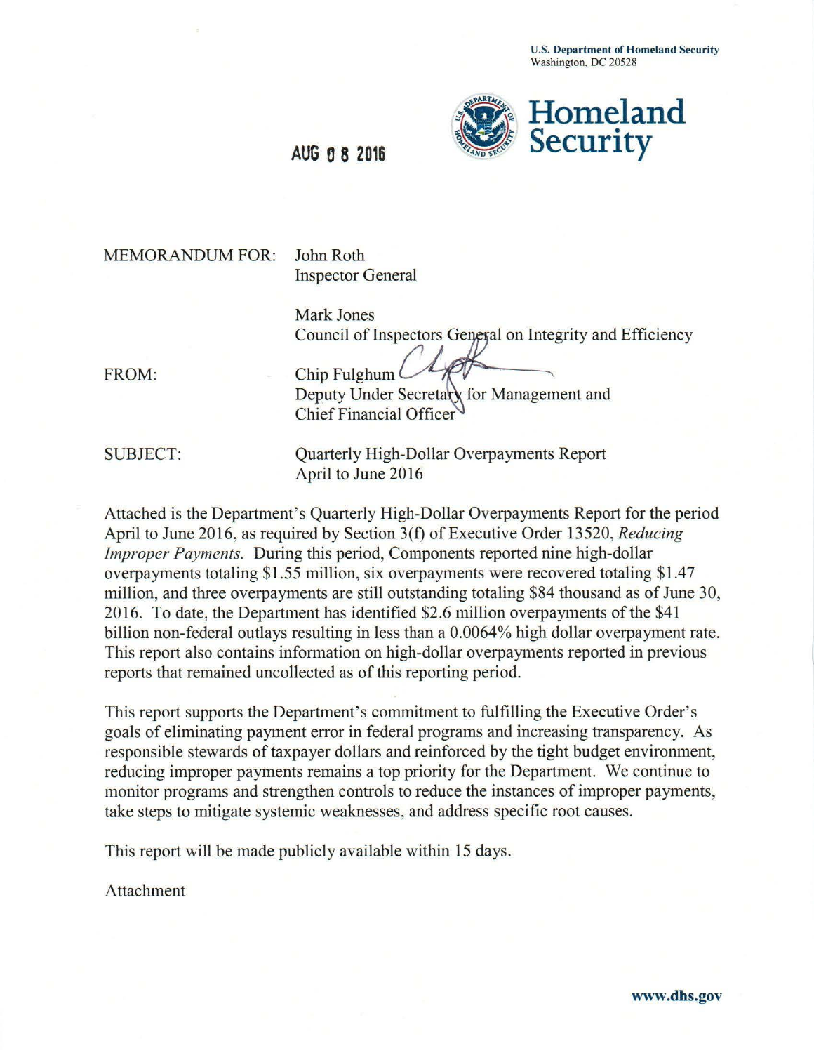U.S. Department of Homeland Security
Washington, DC 20528

**Homeland Security**

AUG 0 8 2016

MEMORANDUM FOR: John Roth
Inspector General

Mark Jones
Council of Inspectors General on Integrity and Efficiency

FROM: Chip Fulghum
Deputy Under Secretary for Management and
Chief Financial Officer

SUBJECT: Quarterly High-Dollar Overpayments Report
April to June 2016

Attached is the Department's Quarterly High-Dollar Overpayments Report for the period April to June 2016, as required by Section 3(f) of Executive Order 13520, *Reducing Improper Payments.* During this period, Components reported nine high-dollar overpayments totaling $1.55 million, six overpayments were recovered totaling $1.47 million, and three overpayments are still outstanding totaling $84 thousand as of June 30, 2016. To date, the Department has identified $2.6 million overpayments of the $41 billion non-federal outlays resulting in less than a 0.0064% high dollar overpayment rate. This report also contains information on high-dollar overpayments reported in previous reports that remained uncollected as of this reporting period.

This report supports the Department's commitment to fulfilling the Executive Order's goals of eliminating payment error in federal programs and increasing transparency. As responsible stewards of taxpayer dollars and reinforced by the tight budget environment, reducing improper payments remains a top priority for the Department. We continue to monitor programs and strengthen controls to reduce the instances of improper payments, take steps to mitigate systemic weaknesses, and address specific root causes.

This report will be made publicly available within 15 days.

Attachment

www.dhs.gov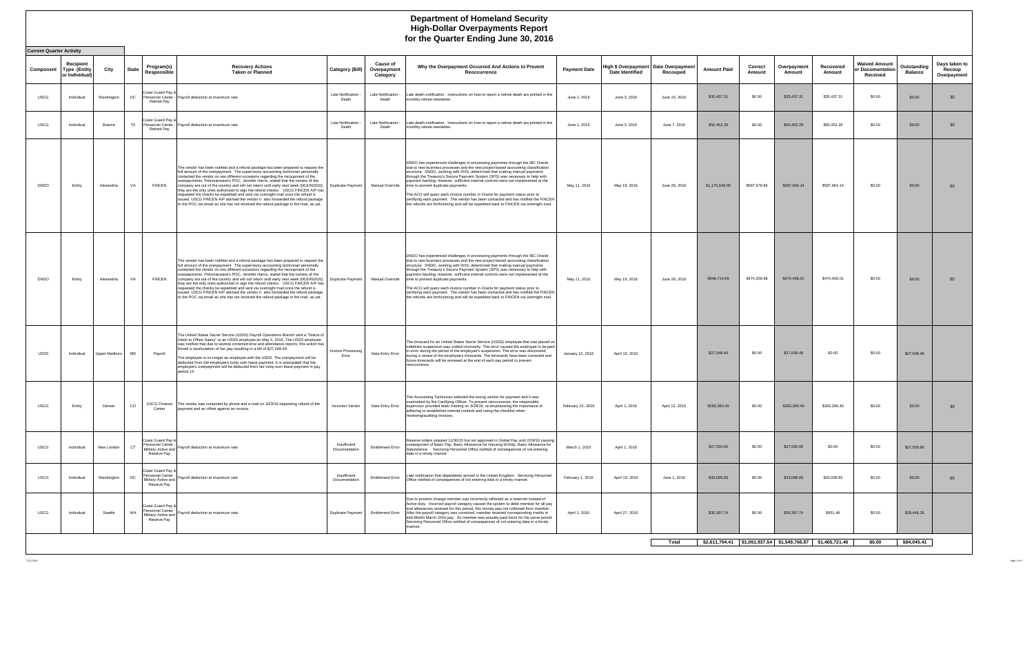# Department of Homeland Security
## High-Dollar Overpayments Report
### for the Quarter Ending June 30, 2016

**Current Quarter Activity**

| Component | Recipient Type (Entity or Individual) | City | State | Program(s) Responsible | Recovery Actions Taken or Planned | Category (Bill) | Cause of Overpayment Category | Why the Overpayment Occurred And Actions to Prevent Reoccurrence | Payment Date | High $ Overpayment Date Identified | Date Overpayment Recouped | Amount Paid | Correct Amount | Overpayment Amount | Recovered Amount | Waived Amount or Documentation Received | Outstanding Balance | Days taken to Recoup Overpayment |
|---|---|---|---|---|---|---|---|---|---|---|---|---|---|---|---|---|---|---|
| USCG | Individual | Washington | DC | Coast Guard Pay & Personnel Center - Retired Pay | Payroll deduction at maximum rate | Late Notification - Death | Late Notification - Death | Late death notification. Instructions on how to report a retiree death are printed in the monthly retiree newsletter. | June 1, 2016 | June 3, 2016 | June 15, 2016 | $35,437.31 | $0.00 | $35,437.31 | $35,437.31 | $0.00 | $0.00 | 30 |
| USCG | Individual | Boerne | TX | Coast Guard Pay & Personnel Center - Retired Pay | Payroll deduction at maximum rate | Late Notification - Death | Late Notification - Death | Late death notification. Instructions on how to report a retiree death are printed in the monthly retiree newsletter. | June 1, 2016 | June 3, 2016 | June 7, 2016 | $50,452.29 | $0.00 | $50,452.29 | $50,452.29 | $0.00 | $0.00 | 30 |
| DNDO | Entity | Alexandria | VA | FINCEN | The vendor has been notified and a refund package has been prepared to request the full amount of the overpayment. The supervisory accounting technician personally contacted the vendor on two different occasions regarding the recoupment of the overpayments. Potomacwave's POC, Jennifer Harris, stated that the owners of the company are out of the country and will not return until early next week (06JUN2016); they are the only ones authorized to sign the refund checks. USCG FINCEN A/P has requested the checks be expedited and sent via overnight mail once the refund is issued. USCG FINCEN A/P advised the vendor it also forwarded the refund package to the POC via email as she has not received the refund package in the mail, as yet. | Duplicate Payment | Manual Override | DNDO has experienced challenges in processing payments through the IBC Oracle due to new business processes and the new project-based accounting classification structure. DNDO, working with DHS, determined that making manual payments through the Treasury's Secure Payment System (SPS) was necessary to help with payment backlog; however, sufficient internal controls were not implemented at the time to prevent duplicate payments. The ACO will query each invoice number in Oracle for payment status prior to certifying each payment. The vendor has been contacted and has notified the FINCEN the refunds are forthcoming and will be expedited back to FINCEN via overnight mail. | May 11, 2016 | May 19, 2016 | June 28, 2016 | $1,175,643.00 | $587,678.86 | $587,964.14 | $587,964.14 | $0.00 | $0.00 | 60 |
| DNDO | Entity | Alexandria | VA | FINCEN | The vendor has been notified and a refund package has been prepared to request the full amount of the overpayment. The supervisory accounting technician personally contacted the vendor on two different occasions regarding the recoupment of the overpayments. Potomacwave's POC, Jennifer Harris, stated that the owners of the company are out of the country and will not return until early next week (06JUN2016); they are the only ones authorized to sign the refund checks. USCG FINCEN A/P has requested the checks be expedited and sent via overnight mail once the refund is issued. USCG FINCEN A/P advised the vendor it also forwarded the refund package to the POC via email as she has not received the refund package in the mail, as yet. | Duplicate Payment | Manual Override | DNDO has experienced challenges in processing payments through the IBC Oracle due to new business processes and the new project-based accounting classification structure. DNDO, working with DHS, determined that making manual payments through the Treasury's Secure Payment System (SPS) was necessary to help with payment backlog; however, sufficient internal controls were not implemented at the time to prevent duplicate payments. The ACO will query each invoice number in Oracle for payment status prior to certifying each payment. The vendor has been contacted and has notified the FINCEN the refunds are forthcoming and will be expedited back to FINCEN via overnight mail. | May 11, 2016 | May 19, 2016 | June 28, 2016 | $948,714.69 | $474,258.68 | $474,456.01 | $474,456.01 | $0.00 | $0.00 | 60 |
| USSS | Individual | Upper Marlboro | MD | Payroll | The United States Secret Service (USSS) Payroll Operations Branch sent a "Notice of Intent to Offset Salary" to an USSS employee on May 5, 2016. The USSS employee was notified that due to severally corrected time and attendance reports, this action has forced a recalculation of her pay resulting in a bill of $27,048.49. The employee is no longer an employee with the USSS. The overpayment will be deducted from the employee's lump sum leave payment. It is anticipated that the employee's overpayment will be deducted from her lump sum leave payment in pay period 14. | Invoice Processing Error | Data Entry Error | The timecard for an United States Secret Service (USSS) employee that was placed on indefinite suspension was coded incorrectly. This error caused the employee to be paid in error during the period of the employee's suspension. The error was discovered during a review of the employee's timecards. The timecards have been corrected and future timecards will be reviewed at the end of each pay period to prevent reoccurrence. | January 12, 2016 | April 16, 2016 | | $27,048.49 | $0.00 | $27,048.49 | $0.00 | $0.00 | $27,048.49 | |
| USCG | Entity | Denver | CO | USCG Finance Center | The vendor was contacted by phone and e-mail on 3/23/16 requesting refund of the payment and an offset against an invoice. | Incorrect Vendor | Data Entry Error | The Accounting Technician selected the wrong vendor for payment and it was overlooked by the Certifying Officer. To prevent reoccurrence, the responsible supervisor provided team training on 3/29/16, re-emphasizing the importance of adhering to established internal controls and using the checklist when reviewing/auditing invoices. | February 22, 2016 | April 1, 2016 | April 13, 2016 | $283,360.40 | $0.00 | $283,360.40 | $283,360.40 | $0.00 | $0.00 | 30 |
| USCG | Individual | New London | CT | Coast Guard Pay & Personnel Center - Military Active and Reserve Pay | Payroll deduction at maximum rate | Insufficient Documentation | Entitlement Error | Reserve orders stopped 11/30/15 but not approved in Global Pay until 2/29/16 causing overpayment of Basic Pay, Basic Allowance for Housing W/Dep, Basic Allowance for Subsistence. Servicing Personnel Office notified of consequences of not entering data in a timely manner. | March 1, 2016 | April 1, 2016 | | $27,550.66 | $0.00 | $27,550.66 | $0.00 | $0.00 | $27,550.66 | |
| USCG | Individual | Washington | DC | Coast Guard Pay & Personnel Center - Military Active and Reserve Pay | Payroll deduction at maximum rate | Insufficient Documentation | Entitlement Error | Late notification that dependents arrived in the United Kingdom. Servicing Personnel Office notified of consequences of not entering data in a timely manner. | February 1, 2016 | April 19, 2016 | June 1, 2016 | $33,099.83 | $0.00 | $33,099.83 | $33,099.83 | $0.00 | $0.00 | 60 |
| USCG | Individual | Seattle | WA | Coast Guard Pay & Personnel Center - Military Active and Reserve Pay | Payroll deduction at maximum rate. | Duplicate Payment | Entitlement Error | Due to position change member was incorrectly reflected as a reservist instead of Active duty. Incorrect payroll category caused the system to debit member for all pay and allowances received for this period, this money was not collected from member. After the payroll category was corrected, member received corresponding credits in end-Month March 2016 pay. So member was actually paid twice for the same period. Servicing Personnel Office notified of consequences of not entering data in a timely manner. | April 1, 2016 | April 27, 2016 | | $30,397.74 | $0.00 | $30,397.74 | $951.48 | $0.00 | $29,446.26 | |
| | | | | | | | | | | | **Total** | **$2,611,704.41** | **$1,061,937.54** | **$1,549,766.87** | **$1,465,721.46** | **$0.00** | **$84,045.41** | |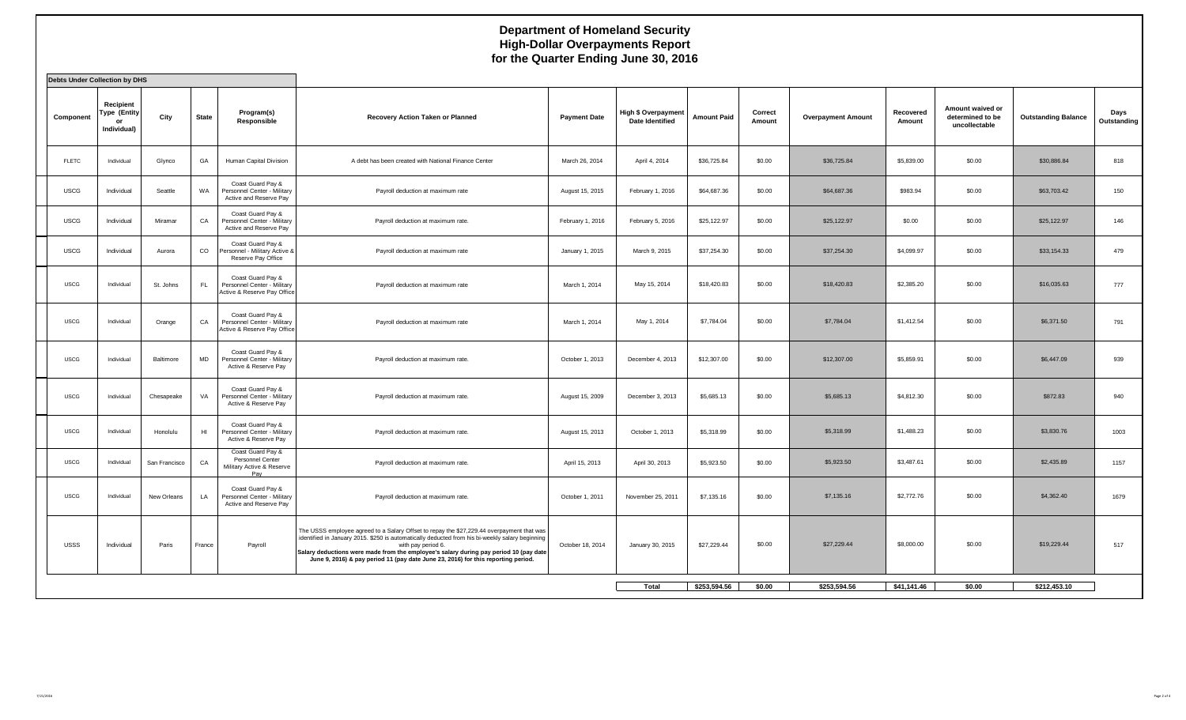# Department of Homeland Security
## High-Dollar Overpayments Report
## for the Quarter Ending June 30, 2016

**Debts Under Collection by DHS**

| Component | Recipient Type (Entity or Individual) | City | State | Program(s) Responsible | Recovery Action Taken or Planned | Payment Date | High $ Overpayment Date Identified | Amount Paid | Correct Amount | Overpayment Amount | Recovered Amount | Amount waived or determined to be uncollectable | Outstanding Balance | Days Outstanding |
|---|---|---|---|---|---|---|---|---|---|---|---|---|---|---|
| FLETC | Individual | Glynco | GA | Human Capital Division | A debt has been created with National Finance Center | March 26, 2014 | April 4, 2014 | $36,725.84 | $0.00 | $36,725.84 | $5,839.00 | $0.00 | $30,886.84 | 818 |
| USCG | Individual | Seattle | WA | Coast Guard Pay & Personnel Center - Military Active and Reserve Pay | Payroll deduction at maximum rate | August 15, 2015 | February 1, 2016 | $64,687.36 | $0.00 | $64,687.36 | $983.94 | $0.00 | $63,703.42 | 150 |
| USCG | Individual | Miramar | CA | Coast Guard Pay & Personnel Center - Military Active and Reserve Pay | Payroll deduction at maximum rate. | February 1, 2016 | February 5, 2016 | $25,122.97 | $0.00 | $25,122.97 | $0.00 | $0.00 | $25,122.97 | 146 |
| USCG | Individual | Aurora | CO | Coast Guard Pay & Personnel - Military Active & Reserve Pay Office | Payroll deduction at maximum rate | January 1, 2015 | March 9, 2015 | $37,254.30 | $0.00 | $37,254.30 | $4,099.97 | $0.00 | $33,154.33 | 479 |
| USCG | Individual | St. Johns | FL | Coast Guard Pay & Personnel Center - Military Active & Reserve Pay Office | Payroll deduction at maximum rate | March 1, 2014 | May 15, 2014 | $18,420.83 | $0.00 | $18,420.83 | $2,385.20 | $0.00 | $16,035.63 | 777 |
| USCG | Individual | Orange | CA | Coast Guard Pay & Personnel Center - Military Active & Reserve Pay Office | Payroll deduction at maximum rate | March 1, 2014 | May 1, 2014 | $7,784.04 | $0.00 | $7,784.04 | $1,412.54 | $0.00 | $6,371.50 | 791 |
| USCG | Individual | Baltimore | MD | Coast Guard Pay & Personnel Center - Military Active & Reserve Pay | Payroll deduction at maximum rate. | October 1, 2013 | December 4, 2013 | $12,307.00 | $0.00 | $12,307.00 | $5,859.91 | $0.00 | $6,447.09 | 939 |
| USCG | Individual | Chesapeake | VA | Coast Guard Pay & Personnel Center - Military Active & Reserve Pay | Payroll deduction at maximum rate. | August 15, 2009 | December 3, 2013 | $5,685.13 | $0.00 | $5,685.13 | $4,812.30 | $0.00 | $872.83 | 940 |
| USCG | Individual | Honolulu | HI | Coast Guard Pay & Personnel Center - Military Active & Reserve Pay | Payroll deduction at maximum rate. | August 15, 2013 | October 1, 2013 | $5,318.99 | $0.00 | $5,318.99 | $1,488.23 | $0.00 | $3,830.76 | 1003 |
| USCG | Individual | San Francisco | CA | Coast Guard Pay & Personnel Center Military Active & Reserve Pay | Payroll deduction at maximum rate. | April 15, 2013 | April 30, 2013 | $5,923.50 | $0.00 | $5,923.50 | $3,487.61 | $0.00 | $2,435.89 | 1157 |
| USCG | Individual | New Orleans | LA | Coast Guard Pay & Personnel Center - Military Active and Reserve Pay | Payroll deduction at maximum rate. | October 1, 2011 | November 25, 2011 | $7,135.16 | $0.00 | $7,135.16 | $2,772.76 | $0.00 | $4,362.40 | 1679 |
| USSS | Individual | Paris | France | Payroll | The USSS employee agreed to a Salary Offset to repay the $27,229.44 overpayment that was identified in January 2015. $250 is automatically deducted from his bi-weekly salary beginning with pay period 6. **Salary deductions were made from the employee's salary during pay period 10 (pay date June 9, 2016) & pay period 11 (pay date June 23, 2016) for this reporting period.** | October 18, 2014 | January 30, 2015 | $27,229.44 | $0.00 | $27,229.44 | $8,000.00 | $0.00 | $19,229.44 | 517 |
| | | | | | | | **Total** | **$253,594.56** | **$0.00** | **$253,594.56** | **$41,141.46** | **$0.00** | **$212,453.10** | |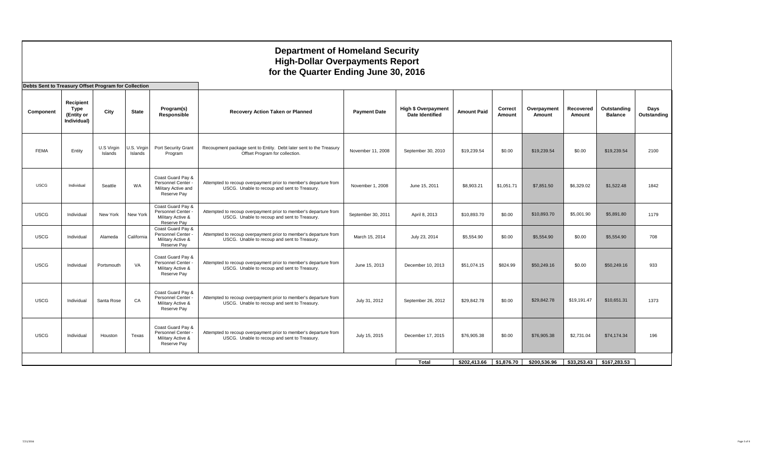# Department of Homeland Security
# High-Dollar Overpayments Report
# for the Quarter Ending June 30, 2016

**Debts Sent to Treasury Offset Program for Collection**

| Component | Recipient Type (Entity or Individual) | City | State | Program(s) Responsible | Recovery Action Taken or Planned | Payment Date | High $ Overpayment Date Identified | Amount Paid | Correct Amount | Overpayment Amount | Recovered Amount | Outstanding Balance | Days Outstanding |
|---|---|---|---|---|---|---|---|---|---|---|---|---|---|
| FEMA | Entity | U.S Virgin Islands | U.S. Virgin Islands | Port Security Grant Program | Recoupment package sent to Entity. Debt later sent to the Treasury Offset Program for collection. | November 11, 2008 | September 30, 2010 | $19,239.54 | $0.00 | $19,239.54 | $0.00 | $19,239.54 | 2100 |
| USCG | Individual | Seattle | WA | Coast Guard Pay & Personnel Center - Military Active and Reserve Pay | Attempted to recoup overpayment prior to member's departure from USCG. Unable to recoup and sent to Treasury. | November 1, 2008 | June 15, 2011 | $8,903.21 | $1,051.71 | $7,851.50 | $6,329.02 | $1,522.48 | 1842 |
| USCG | Individual | New York | New York | Coast Guard Pay & Personnel Center - Military Active & Reserve Pay | Attempted to recoup overpayment prior to member's departure from USCG. Unable to recoup and sent to Treasury. | September 30, 2011 | April 8, 2013 | $10,893.70 | $0.00 | $10,893.70 | $5,001.90 | $5,891.80 | 1179 |
| USCG | Individual | Alameda | California | Coast Guard Pay & Personnel Center - Military Active & Reserve Pay | Attempted to recoup overpayment prior to member's departure from USCG. Unable to recoup and sent to Treasury. | March 15, 2014 | July 23, 2014 | $5,554.90 | $0.00 | $5,554.90 | $0.00 | $5,554.90 | 708 |
| USCG | Individual | Portsmouth | VA | Coast Guard Pay & Personnel Center - Military Active & Reserve Pay | Attempted to recoup overpayment prior to member's departure from USCG. Unable to recoup and sent to Treasury. | June 15, 2013 | December 10, 2013 | $51,074.15 | $824.99 | $50,249.16 | $0.00 | $50,249.16 | 933 |
| USCG | Individual | Santa Rose | CA | Coast Guard Pay & Personnel Center - Military Active & Reserve Pay | Attempted to recoup overpayment prior to member's departure from USCG. Unable to recoup and sent to Treasury. | July 31, 2012 | September 26, 2012 | $29,842.78 | $0.00 | $29,842.78 | $19,191.47 | $10,651.31 | 1373 |
| USCG | Individual | Houston | Texas | Coast Guard Pay & Personnel Center - Military Active & Reserve Pay | Attempted to recoup overpayment prior to member's departure from USCG. Unable to recoup and sent to Treasury. | July 15, 2015 | December 17, 2015 | $76,905.38 | $0.00 | $76,905.38 | $2,731.04 | $74,174.34 | 196 |
| | | | | | | | **Total** | **$202,413.66** | **$1,876.70** | **$200,536.96** | **$33,253.43** | **$167,283.53** | |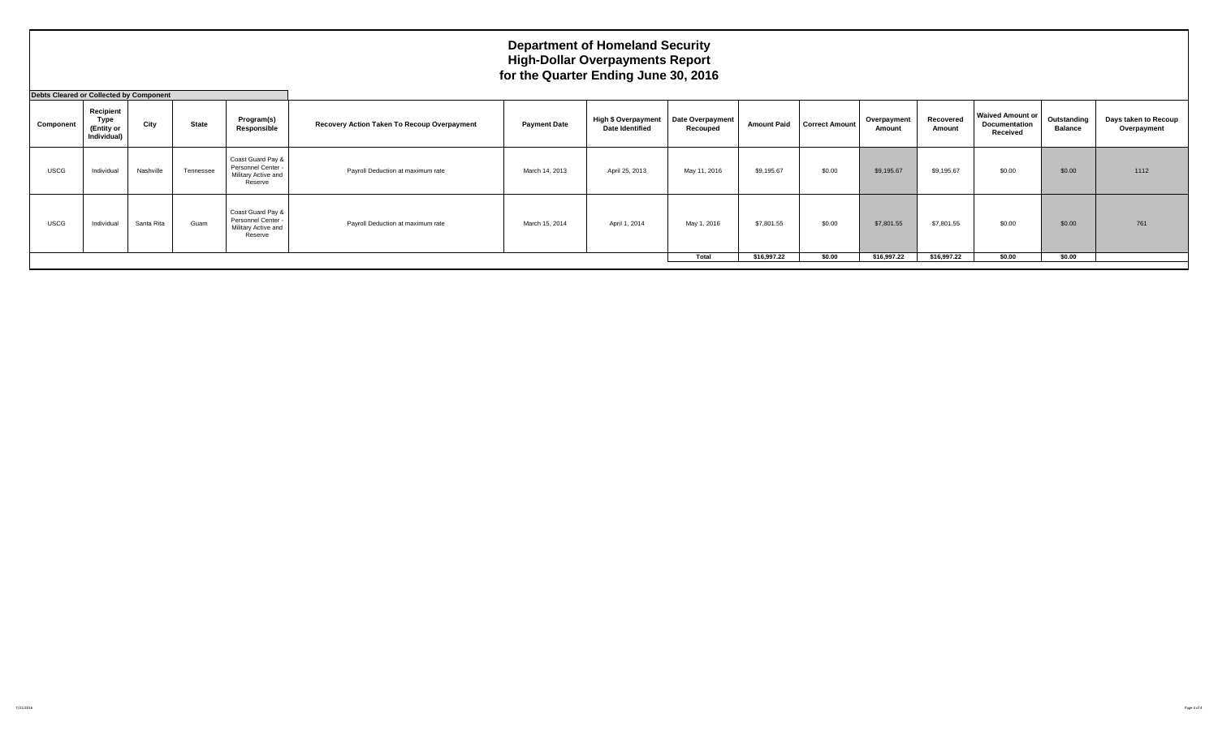# Department of Homeland Security
## High-Dollar Overpayments Report
## for the Quarter Ending June 30, 2016

**Debts Cleared or Collected by Component**

| Component | Recipient Type (Entity or Individual) | City | State | Program(s) Responsible | Recovery Action Taken To Recoup Overpayment | Payment Date | High $ Overpayment Date Identified | Date Overpayment Recouped | Amount Paid | Correct Amount | Overpayment Amount | Recovered Amount | Waived Amount or Documentation Received | Outstanding Balance | Days taken to Recoup Overpayment |
|---|---|---|---|---|---|---|---|---|---|---|---|---|---|---|---|
| USCG | Individual | Nashville | Tennessee | Coast Guard Pay & Personnel Center - Military Active and Reserve | Payroll Deduction at maximum rate | March 14, 2013 | April 25, 2013 | May 11, 2016 | $9,195.67 | $0.00 | $9,195.67 | $9,195.67 | $0.00 | $0.00 | 1112 |
| USCG | Individual | Santa Rita | Guam | Coast Guard Pay & Personnel Center - Military Active and Reserve | Payroll Deduction at maximum rate | March 15, 2014 | April 1, 2014 | May 1, 2016 | $7,801.55 | $0.00 | $7,801.55 | $7,801.55 | $0.00 | $0.00 | 761 |
| | | | | | | | | **Total** | **$16,997.22** | **$0.00** | **$16,997.22** | **$16,997.22** | **$0.00** | **$0.00** | |